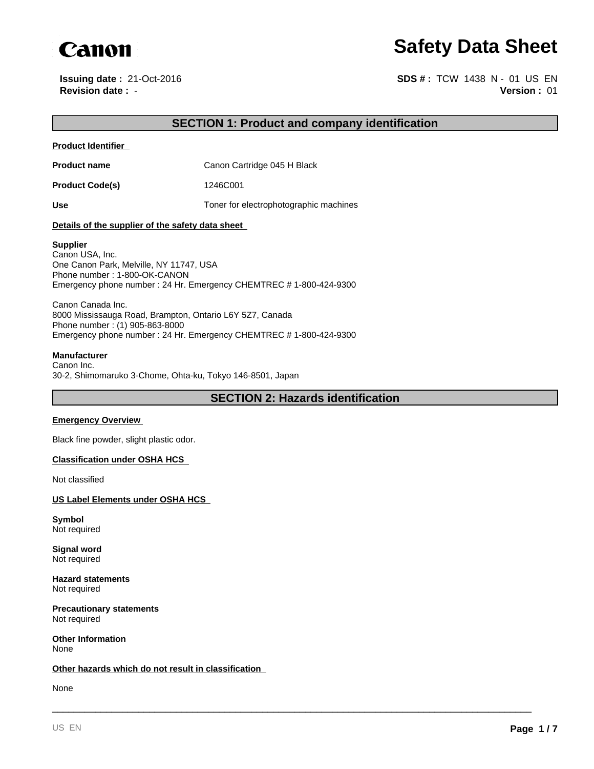Canon

# Safety Data Sheet

**Issuing date :** 21-Oct-2016
**Revision date :** -

**SDS # :** TCW 1438 N - 01 US EN
**Version :** 01

## SECTION 1: Product and company identification

**Product Identifier**

| | |
|---|---|
| **Product name** | Canon Cartridge 045 H Black |
| **Product Code(s)** | 1246C001 |
| **Use** | Toner for electrophotographic machines |

**Details of the supplier of the safety data sheet**

**Supplier**
Canon USA, Inc.
One Canon Park, Melville, NY 11747, USA
Phone number : 1-800-OK-CANON
Emergency phone number : 24 Hr. Emergency CHEMTREC # 1-800-424-9300

Canon Canada Inc.
8000 Mississauga Road, Brampton, Ontario L6Y 5Z7, Canada
Phone number : (1) 905-863-8000
Emergency phone number : 24 Hr. Emergency CHEMTREC # 1-800-424-9300

**Manufacturer**
Canon Inc.
30-2, Shimomaruko 3-Chome, Ohta-ku, Tokyo 146-8501, Japan

## SECTION 2: Hazards identification

**Emergency Overview**

Black fine powder, slight plastic odor.

**Classification under OSHA HCS**

Not classified

**US Label Elements under OSHA HCS**

**Symbol**
Not required

**Signal word**
Not required

**Hazard statements**
Not required

**Precautionary statements**
Not required

**Other Information**
None

**Other hazards which do not result in classification**

None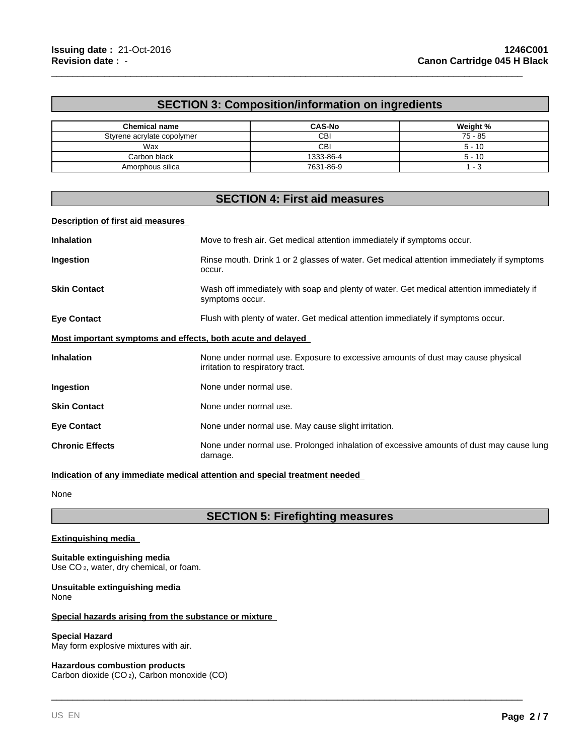## SECTION 3: Composition/information on ingredients

| Chemical name | CAS-No | Weight % |
|---|---|---|
| Styrene acrylate copolymer | CBI | 75 - 85 |
| Wax | CBI | 5 - 10 |
| Carbon black | 1333-86-4 | 5 - 10 |
| Amorphous silica | 7631-86-9 | 1 - 3 |

## SECTION 4: First aid measures

### Description of first aid measures

**Inhalation** Move to fresh air. Get medical attention immediately if symptoms occur.

**Ingestion** Rinse mouth. Drink 1 or 2 glasses of water. Get medical attention immediately if symptoms occur.

**Skin Contact** Wash off immediately with soap and plenty of water. Get medical attention immediately if symptoms occur.

**Eye Contact** Flush with plenty of water. Get medical attention immediately if symptoms occur.

### Most important symptoms and effects, both acute and delayed

**Inhalation** None under normal use. Exposure to excessive amounts of dust may cause physical irritation to respiratory tract.

**Ingestion** None under normal use.

**Skin Contact** None under normal use.

**Eye Contact** None under normal use. May cause slight irritation.

**Chronic Effects** None under normal use. Prolonged inhalation of excessive amounts of dust may cause lung damage.

### Indication of any immediate medical attention and special treatment needed

None

## SECTION 5: Firefighting measures

### Extinguishing media

**Suitable extinguishing media**
Use $CO_2$, water, dry chemical, or foam.

**Unsuitable extinguishing media**
None

### Special hazards arising from the substance or mixture

**Special Hazard**
May form explosive mixtures with air.

**Hazardous combustion products**
Carbon dioxide ($CO_2$), Carbon monoxide (CO)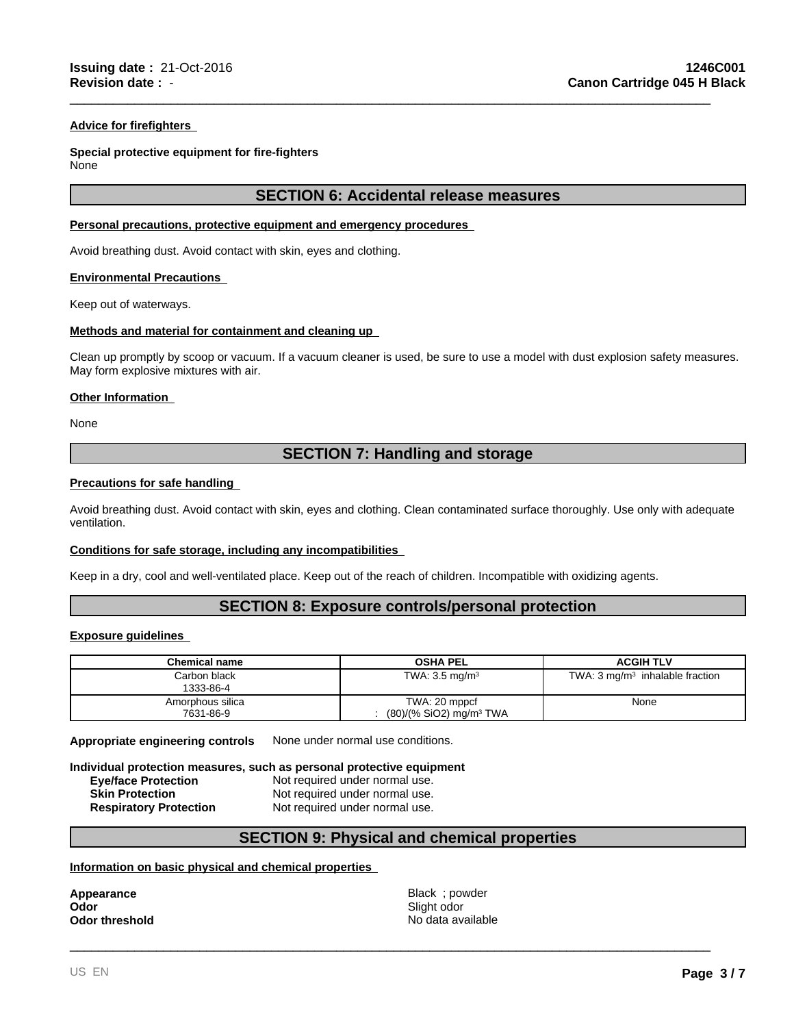**Advice for firefighters**

**Special protective equipment for fire-fighters**
None

## SECTION 6: Accidental release measures

**Personal precautions, protective equipment and emergency procedures**

Avoid breathing dust. Avoid contact with skin, eyes and clothing.

**Environmental Precautions**

Keep out of waterways.

**Methods and material for containment and cleaning up**

Clean up promptly by scoop or vacuum. If a vacuum cleaner is used, be sure to use a model with dust explosion safety measures. May form explosive mixtures with air.

**Other Information**

None

## SECTION 7: Handling and storage

**Precautions for safe handling**

Avoid breathing dust. Avoid contact with skin, eyes and clothing. Clean contaminated surface thoroughly. Use only with adequate ventilation.

**Conditions for safe storage, including any incompatibilities**

Keep in a dry, cool and well-ventilated place. Keep out of the reach of children. Incompatible with oxidizing agents.

## SECTION 8: Exposure controls/personal protection

**Exposure guidelines**

| Chemical name | OSHA PEL | ACGIH TLV |
|---|---|---|
| Carbon black 1333-86-4 | TWA: 3.5 mg/m³ | TWA: 3 mg/m³ inhalable fraction |
| Amorphous silica 7631-86-9 | TWA: 20 mppcf : (80)/(% $SiO_2$) mg/m³ TWA | None |

**Appropriate engineering controls** None under normal use conditions.

**Individual protection measures, such as personal protective equipment**

**Eye/face Protection** Not required under normal use.
**Skin Protection** Not required under normal use.
**Respiratory Protection** Not required under normal use.

## SECTION 9: Physical and chemical properties

**Information on basic physical and chemical properties**

**Appearance** Black ; powder
**Odor** Slight odor
**Odor threshold** No data available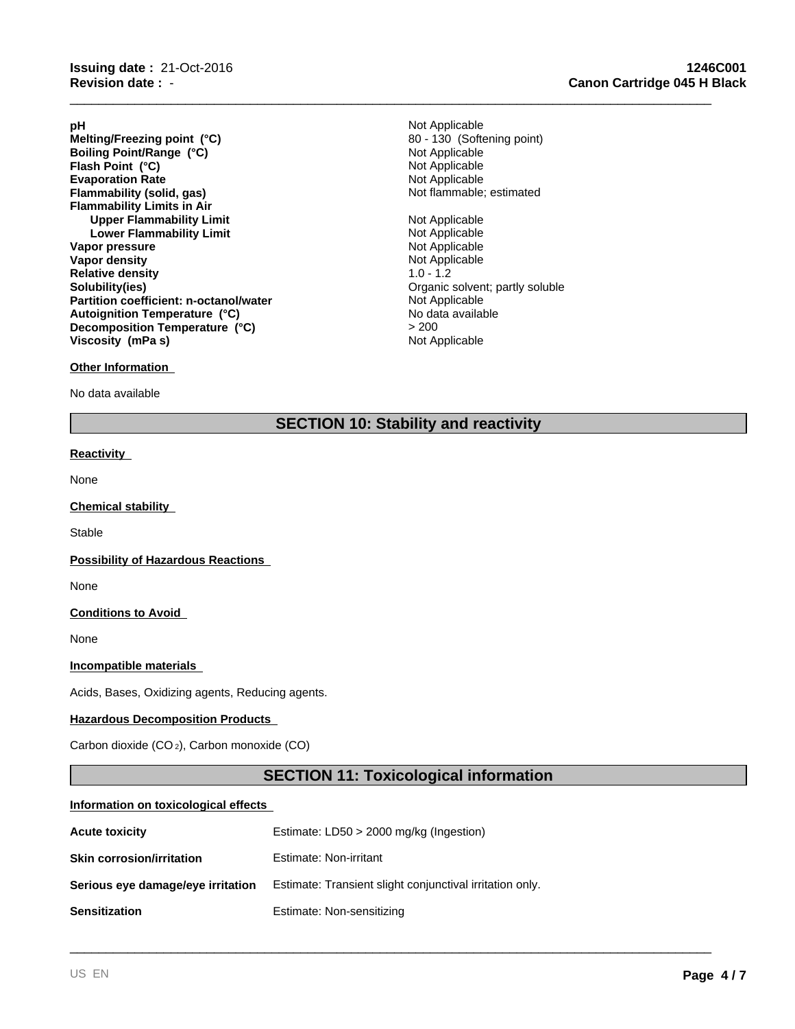| | |
|---|---|
| **pH** | Not Applicable |
| **Melting/Freezing point (°C)** | 80 - 130 (Softening point) |
| **Boiling Point/Range (°C)** | Not Applicable |
| **Flash Point (°C)** | Not Applicable |
| **Evaporation Rate** | Not Applicable |
| **Flammability (solid, gas)** | Not flammable; estimated |
| **Flammability Limits in Air** | |
| **Upper Flammability Limit** | Not Applicable |
| **Lower Flammability Limit** | Not Applicable |
| **Vapor pressure** | Not Applicable |
| **Vapor density** | Not Applicable |
| **Relative density** | 1.0 - 1.2 |
| **Solubility(ies)** | Organic solvent; partly soluble |
| **Partition coefficient: n-octanol/water** | Not Applicable |
| **Autoignition Temperature (°C)** | No data available |
| **Decomposition Temperature (°C)** | > 200 |
| **Viscosity (mPa s)** | Not Applicable |

**Other Information**

No data available

## SECTION 10: Stability and reactivity

**Reactivity**

None

**Chemical stability**

Stable

**Possibility of Hazardous Reactions**

None

**Conditions to Avoid**

None

**Incompatible materials**

Acids, Bases, Oxidizing agents, Reducing agents.

**Hazardous Decomposition Products**

Carbon dioxide ($CO_2$), Carbon monoxide (CO)

## SECTION 11: Toxicological information

**Information on toxicological effects**

| | |
|---|---|
| **Acute toxicity** | Estimate: LD50 > 2000 mg/kg (Ingestion) |
| **Skin corrosion/irritation** | Estimate: Non-irritant |
| **Serious eye damage/eye irritation** | Estimate: Transient slight conjunctival irritation only. |
| **Sensitization** | Estimate: Non-sensitizing |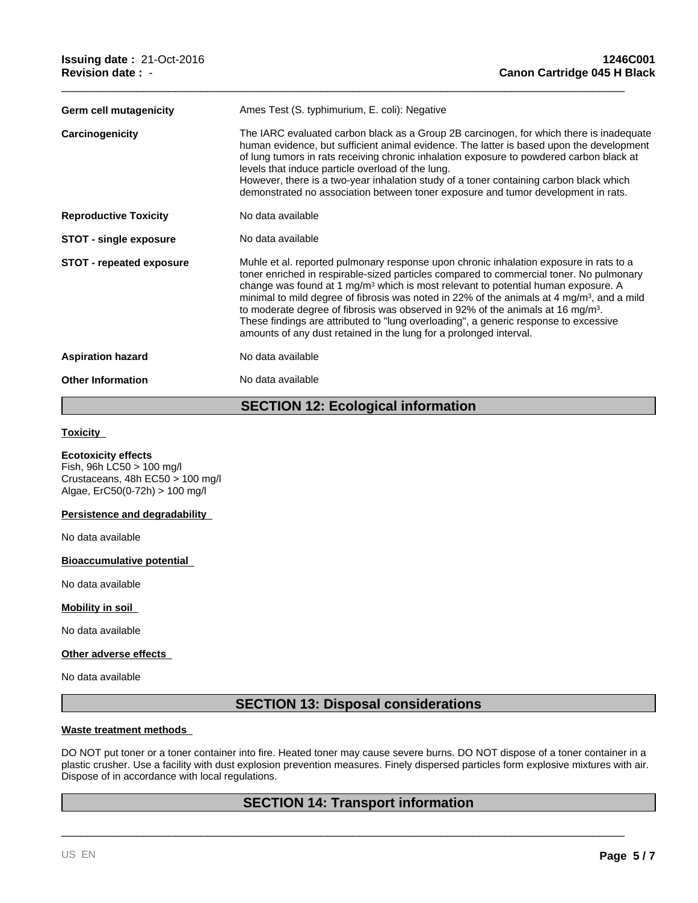| | |
|---|---|
| **Germ cell mutagenicity** | Ames Test (S. typhimurium, E. coli): Negative |
| **Carcinogenicity** | The IARC evaluated carbon black as a Group 2B carcinogen, for which there is inadequate human evidence, but sufficient animal evidence. The latter is based upon the development of lung tumors in rats receiving chronic inhalation exposure to powdered carbon black at levels that induce particle overload of the lung.<br>However, there is a two-year inhalation study of a toner containing carbon black which demonstrated no association between toner exposure and tumor development in rats. |
| **Reproductive Toxicity** | No data available |
| **STOT - single exposure** | No data available |
| **STOT - repeated exposure** | Muhle et al. reported pulmonary response upon chronic inhalation exposure in rats to a toner enriched in respirable-sized particles compared to commercial toner. No pulmonary change was found at 1 $mg/m^3$ which is most relevant to potential human exposure. A minimal to mild degree of fibrosis was noted in 22% of the animals at 4 $mg/m^3$, and a mild to moderate degree of fibrosis was observed in 92% of the animals at 16 $mg/m^3$.<br>These findings are attributed to "lung overloading", a generic response to excessive amounts of any dust retained in the lung for a prolonged interval. |
| **Aspiration hazard** | No data available |
| **Other Information** | No data available |

## SECTION 12: Ecological information

**Toxicity**

**Ecotoxicity effects**
Fish, 96h LC50 > 100 mg/l
Crustaceans, 48h EC50 > 100 mg/l
Algae, ErC50(0-72h) > 100 mg/l

**Persistence and degradability**

No data available

**Bioaccumulative potential**

No data available

**Mobility in soil**

No data available

**Other adverse effects**

No data available

## SECTION 13: Disposal considerations

**Waste treatment methods**

DO NOT put toner or a toner container into fire. Heated toner may cause severe burns. DO NOT dispose of a toner container in a plastic crusher. Use a facility with dust explosion prevention measures. Finely dispersed particles form explosive mixtures with air. Dispose of in accordance with local regulations.

## SECTION 14: Transport information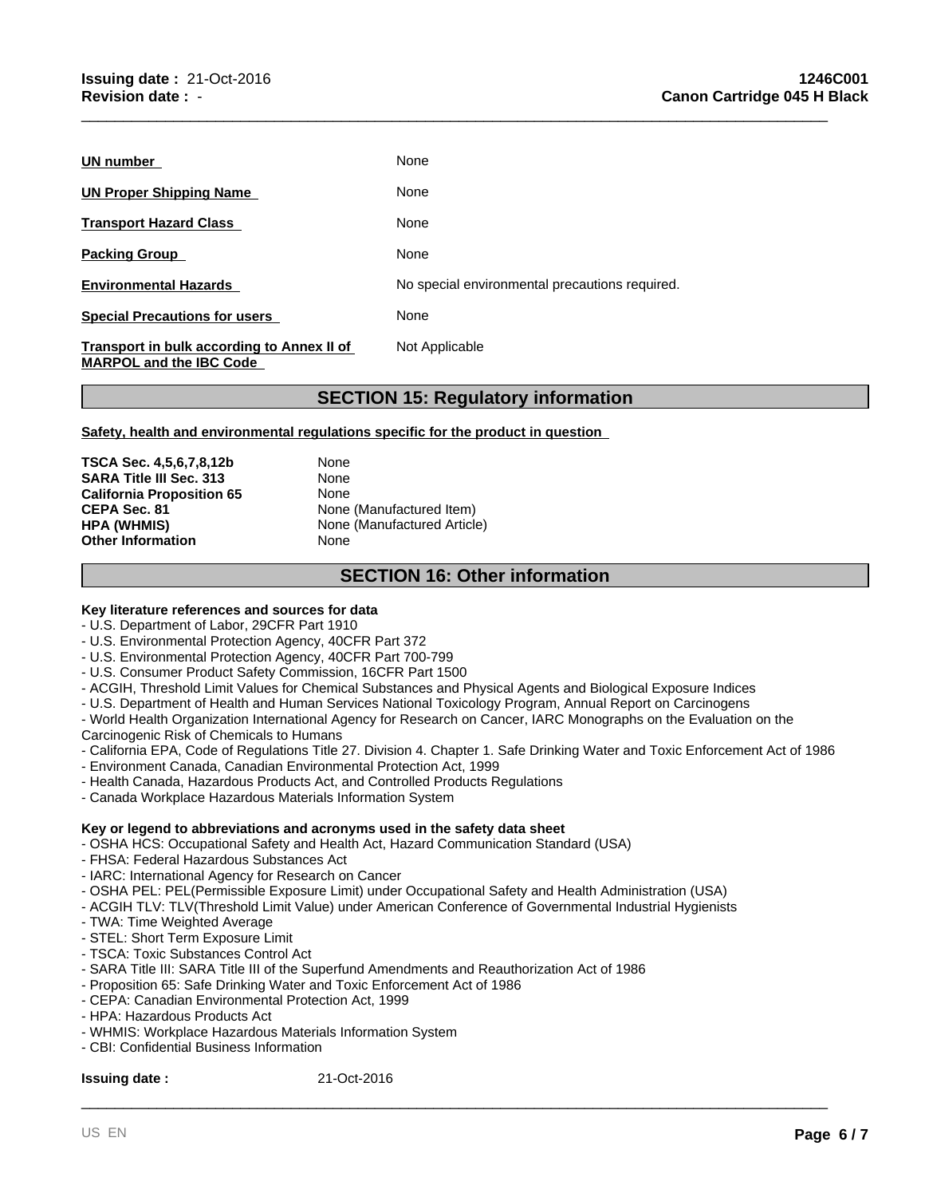| | |
|---|---|
| **UN number** | None |
| **UN Proper Shipping Name** | None |
| **Transport Hazard Class** | None |
| **Packing Group** | None |
| **Environmental Hazards** | No special environmental precautions required. |
| **Special Precautions for users** | None |
| **Transport in bulk according to Annex II of MARPOL and the IBC Code** | Not Applicable |

## SECTION 15: Regulatory information

**Safety, health and environmental regulations specific for the product in question**

| | |
|---|---|
| **TSCA Sec. 4,5,6,7,8,12b** | None |
| **SARA Title III Sec. 313** | None |
| **California Proposition 65** | None |
| **CEPA Sec. 81** | None (Manufactured Item) |
| **HPA (WHMIS)** | None (Manufactured Article) |
| **Other Information** | None |

## SECTION 16: Other information

**Key literature references and sources for data**

- U.S. Department of Labor, 29CFR Part 1910
- U.S. Environmental Protection Agency, 40CFR Part 372
- U.S. Environmental Protection Agency, 40CFR Part 700-799
- U.S. Consumer Product Safety Commission, 16CFR Part 1500
- ACGIH, Threshold Limit Values for Chemical Substances and Physical Agents and Biological Exposure Indices
- U.S. Department of Health and Human Services National Toxicology Program, Annual Report on Carcinogens
- World Health Organization International Agency for Research on Cancer, IARC Monographs on the Evaluation on the Carcinogenic Risk of Chemicals to Humans
- California EPA, Code of Regulations Title 27. Division 4. Chapter 1. Safe Drinking Water and Toxic Enforcement Act of 1986
- Environment Canada, Canadian Environmental Protection Act, 1999
- Health Canada, Hazardous Products Act, and Controlled Products Regulations
- Canada Workplace Hazardous Materials Information System

**Key or legend to abbreviations and acronyms used in the safety data sheet**

- OSHA HCS: Occupational Safety and Health Act, Hazard Communication Standard (USA)
- FHSA: Federal Hazardous Substances Act
- IARC: International Agency for Research on Cancer
- OSHA PEL: PEL(Permissible Exposure Limit) under Occupational Safety and Health Administration (USA)
- ACGIH TLV: TLV(Threshold Limit Value) under American Conference of Governmental Industrial Hygienists
- TWA: Time Weighted Average
- STEL: Short Term Exposure Limit
- TSCA: Toxic Substances Control Act
- SARA Title III: SARA Title III of the Superfund Amendments and Reauthorization Act of 1986
- Proposition 65: Safe Drinking Water and Toxic Enforcement Act of 1986
- CEPA: Canadian Environmental Protection Act, 1999
- HPA: Hazardous Products Act
- WHMIS: Workplace Hazardous Materials Information System
- CBI: Confidential Business Information

**Issuing date :** 21-Oct-2016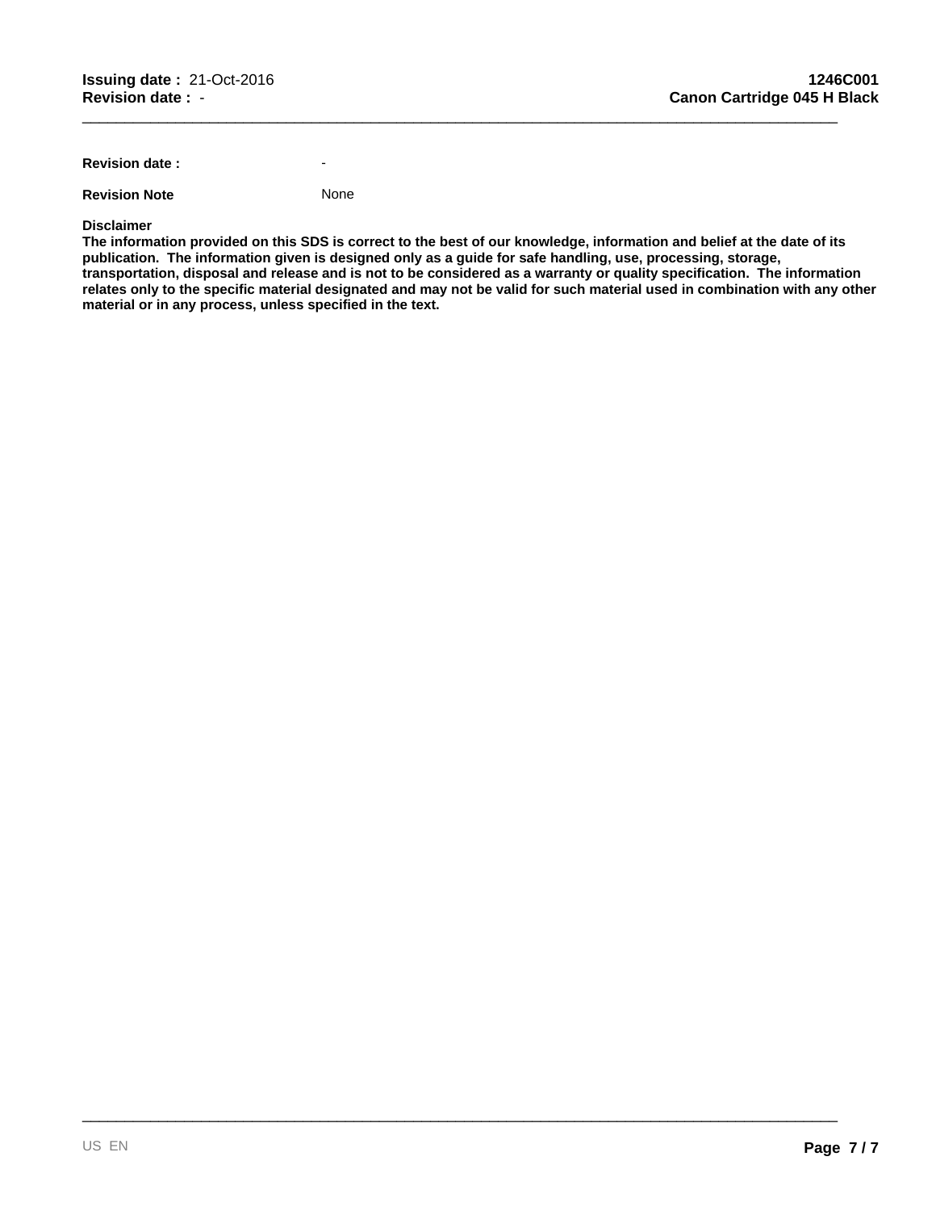| | |
|---|---|
| **Revision date :** | - |
| **Revision Note** | None |

**Disclaimer**

**The information provided on this SDS is correct to the best of our knowledge, information and belief at the date of its publication. The information given is designed only as a guide for safe handling, use, processing, storage, transportation, disposal and release and is not to be considered as a warranty or quality specification. The information relates only to the specific material designated and may not be valid for such material used in combination with any other material or in any process, unless specified in the text.**